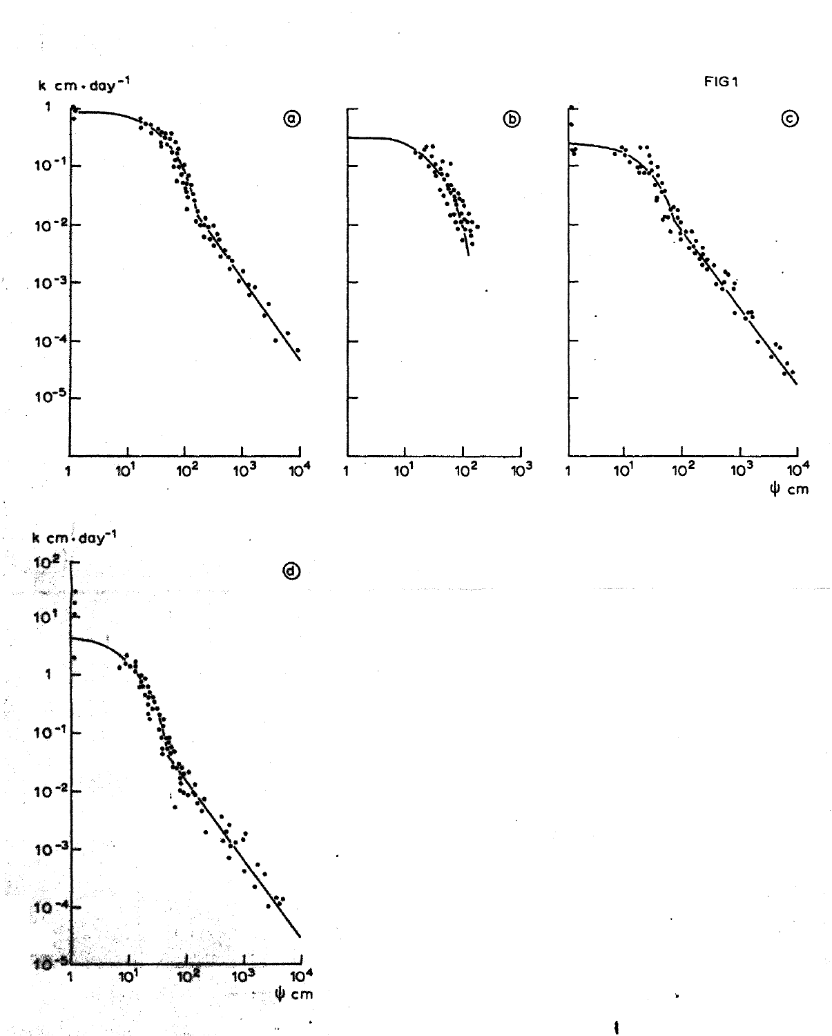FIG 1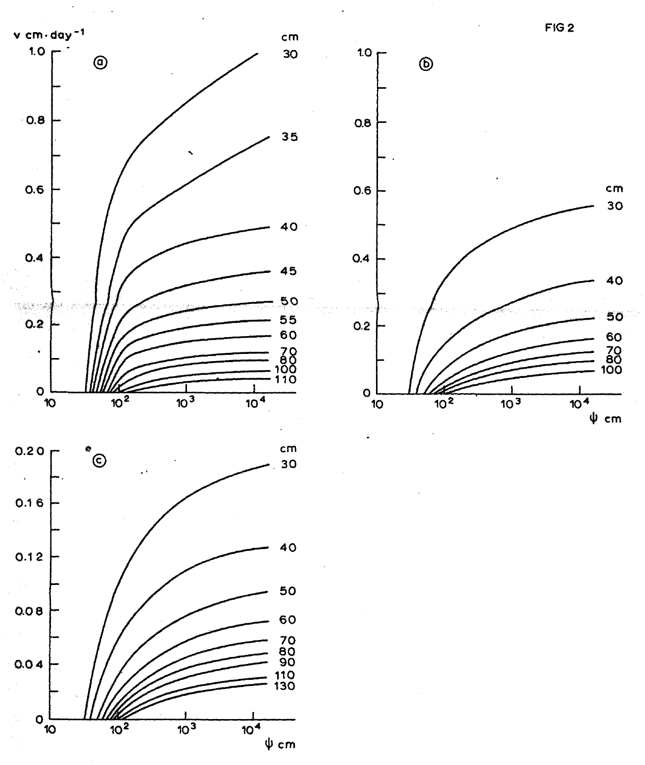FIG 2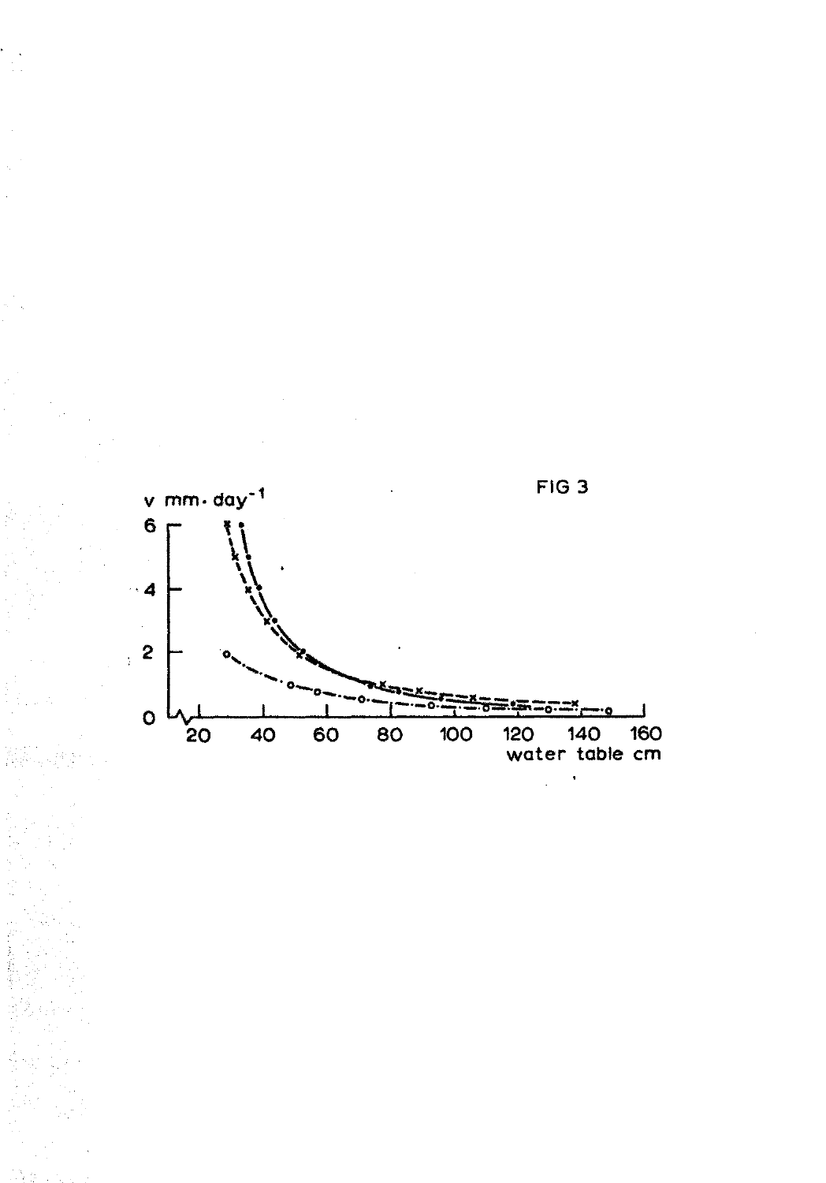FIG 3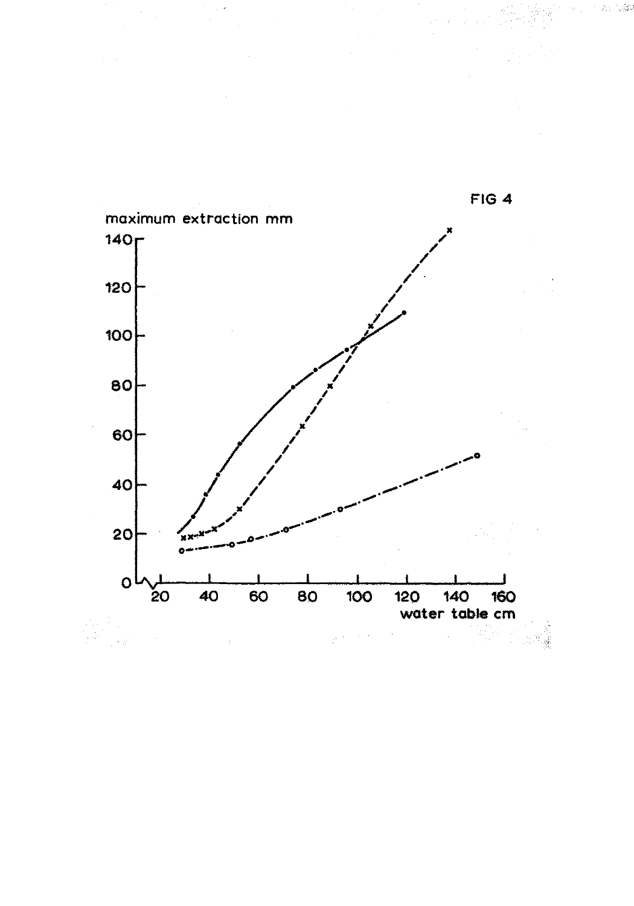FIG 4

maximum extraction mm

140
120
100
80
60
40
20
0

20 40 60 80 100 120 140 160

water table cm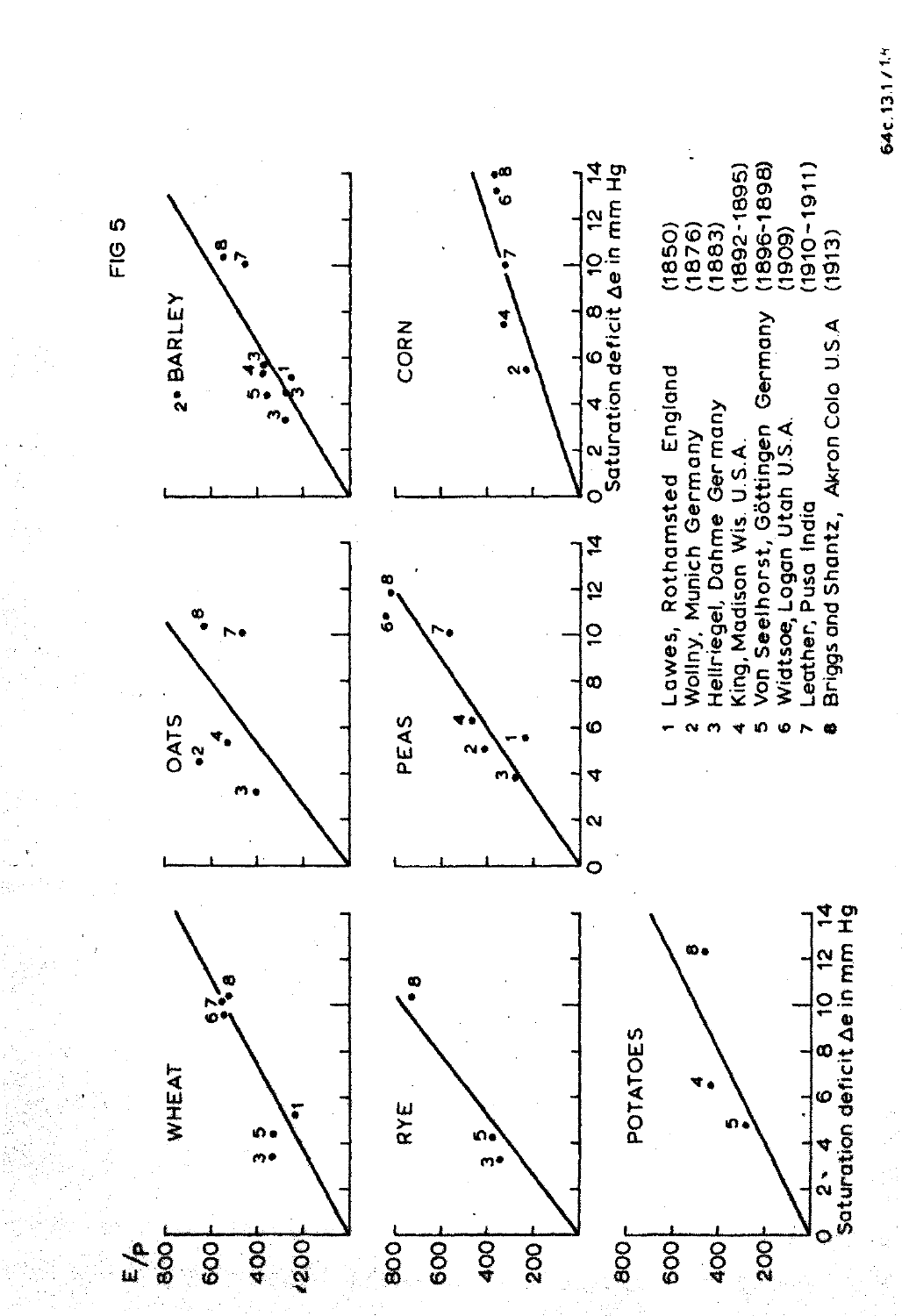FIG 5

WHEAT

RYE

POTATOES

OATS

PEAS

BARLEY

CORN

$E/p$

Saturation deficit $\Delta e$ in mm Hg

1. Lawes, Rothamsted England (1850)
2. Wollny, Munich Germany (1876)
3. Hellriegel, Dahme Germany (1883)
4. King, Madison Wis. U.S.A. (1892-1895)
5. Von Seelhorst, Göttingen Germany (1896-1898)
6. Widtsoe, Logan Utah U.S.A. (1909)
7. Leather, Pusa India (1910-1911)
8. Briggs and Shantz, Akron Colo U.S.A (1913)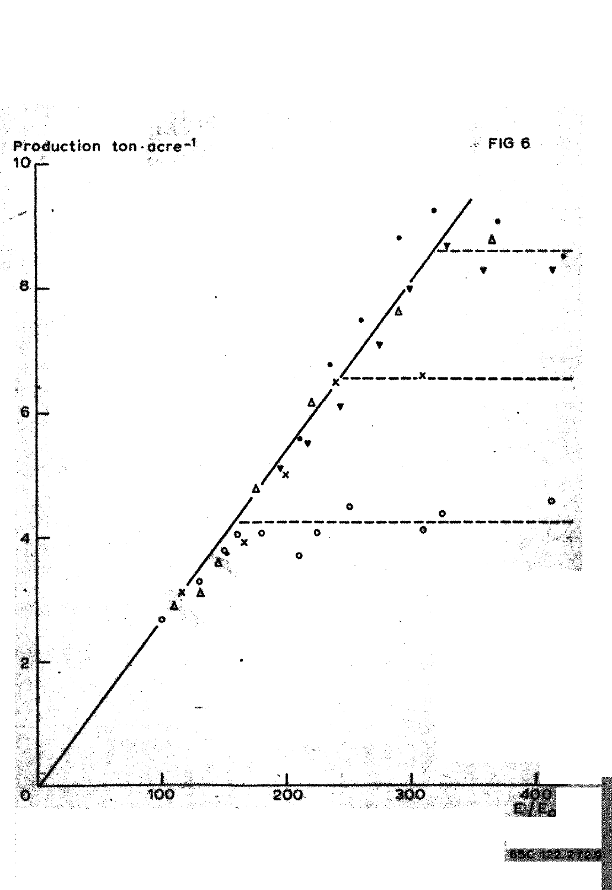FIG 6

Production ton·acre$^{-1}$

$E_i/E_o$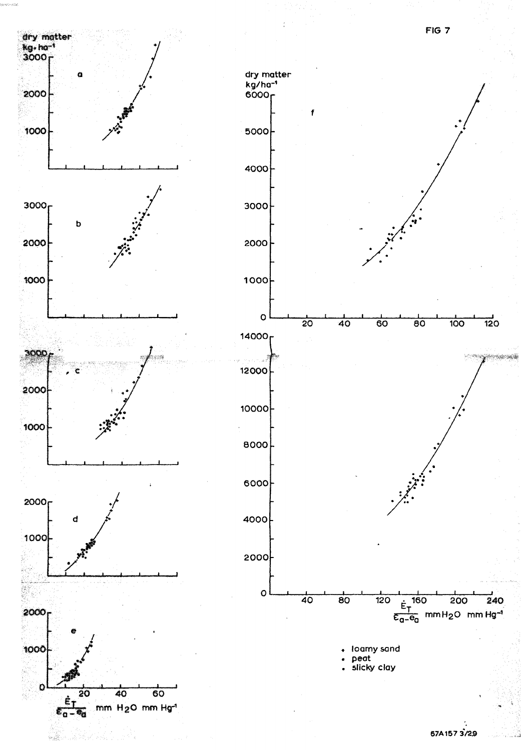FIG 7

dry matter kg.ha$^{-1}$

a

b

c

d

e

$\frac{\dot{E}_T}{\varepsilon_a - e_a}$ mm $H_2O$ mm $Hg^{-1}$

dry matter kg/ha$^{-1}$

f

$\frac{\dot{E}_T}{\varepsilon_a - e_a}$ mm$H_2O$ mm $Hg^{-1}$

- loamy sand
- peat
- sticky clay

67A157 3/29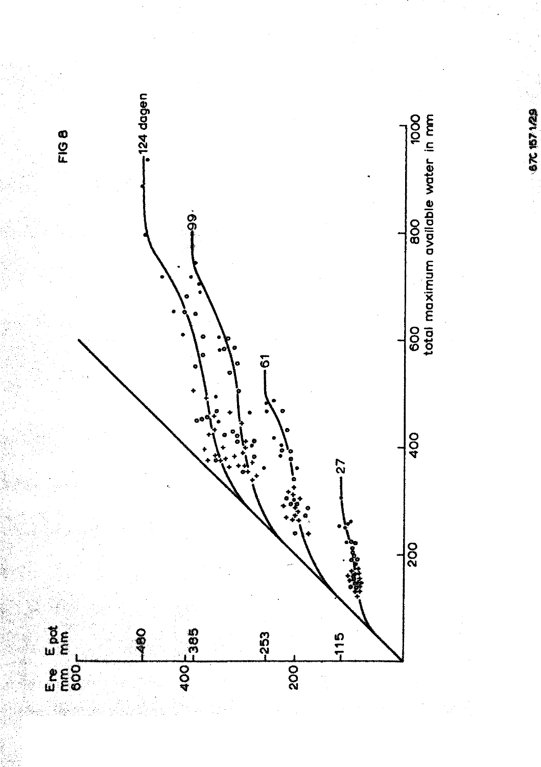FIG 8

E re mm / E pot mm

600 — 480

400 — 385

200 — 253 — 115

124 dagen

99

61

27

200 400 600 800 1000

total maximum available water in mm

67C 157 1/29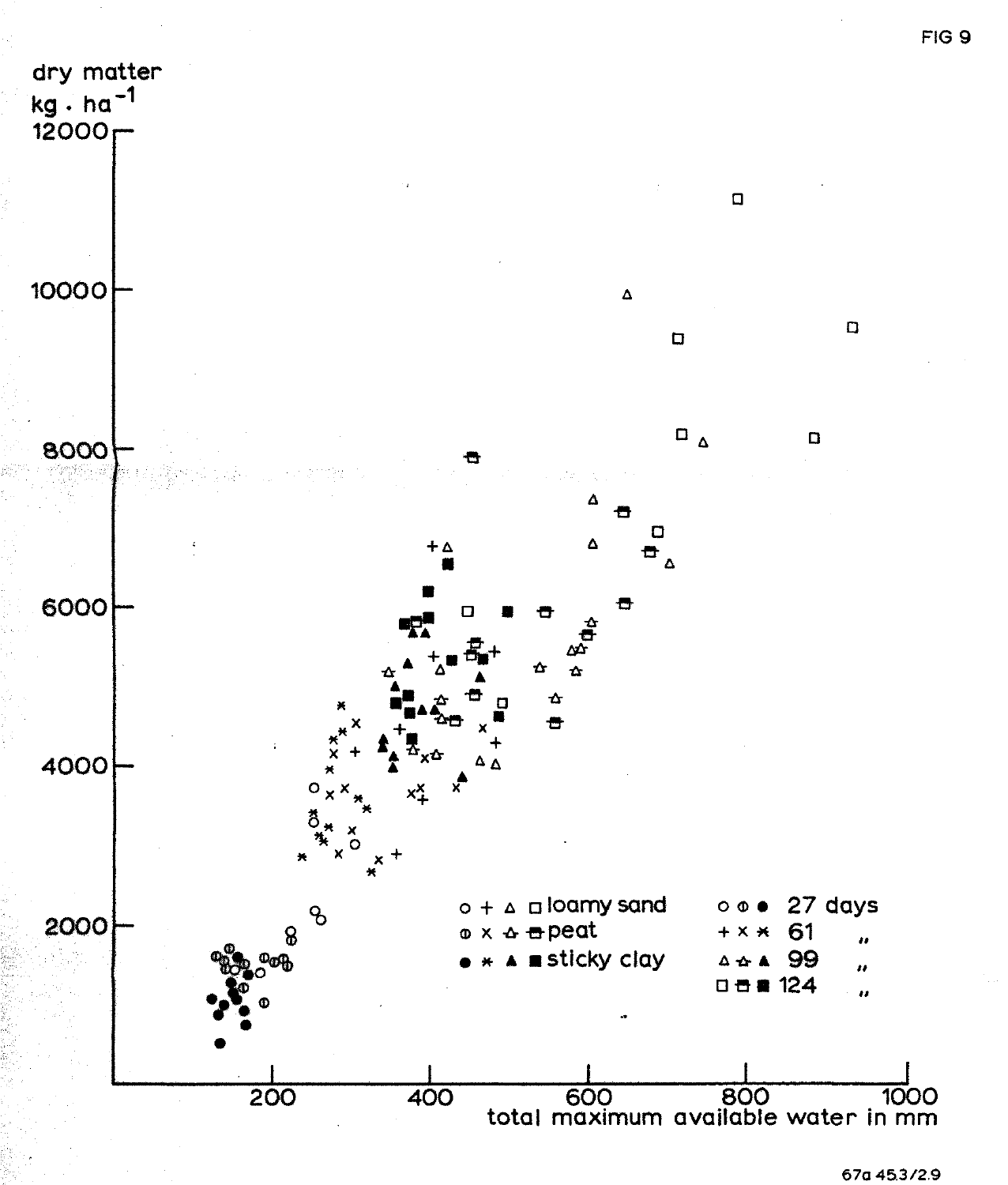FIG 9

dry matter
kg . ha$^{-1}$

total maximum available water in mm

| | 27 days | 61 | 99 | 124 |
|---|---|---|---|---|
| loamy sand | ○ | + | △ | □ |
| peat | ⦶ | × | △ (barred) | □ (barred) |
| sticky clay | ● | * | ▲ | ■ |

67a 453/2.9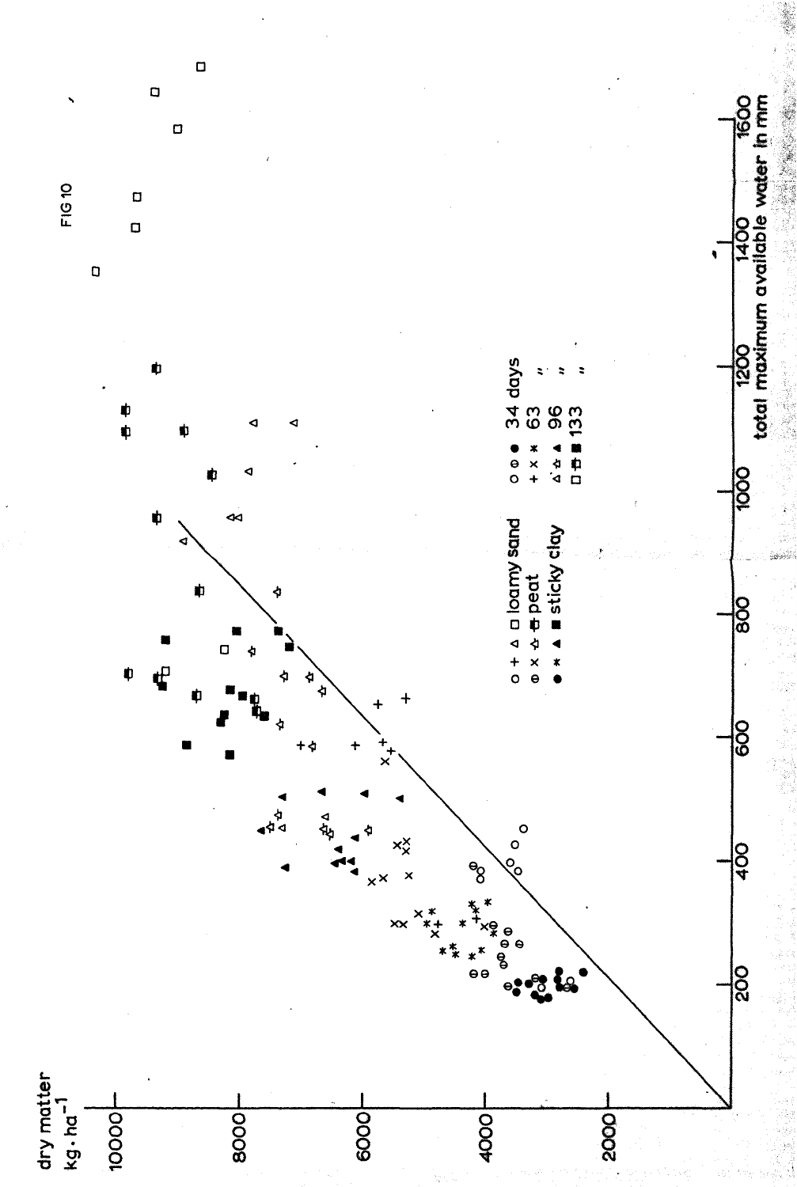FIG 10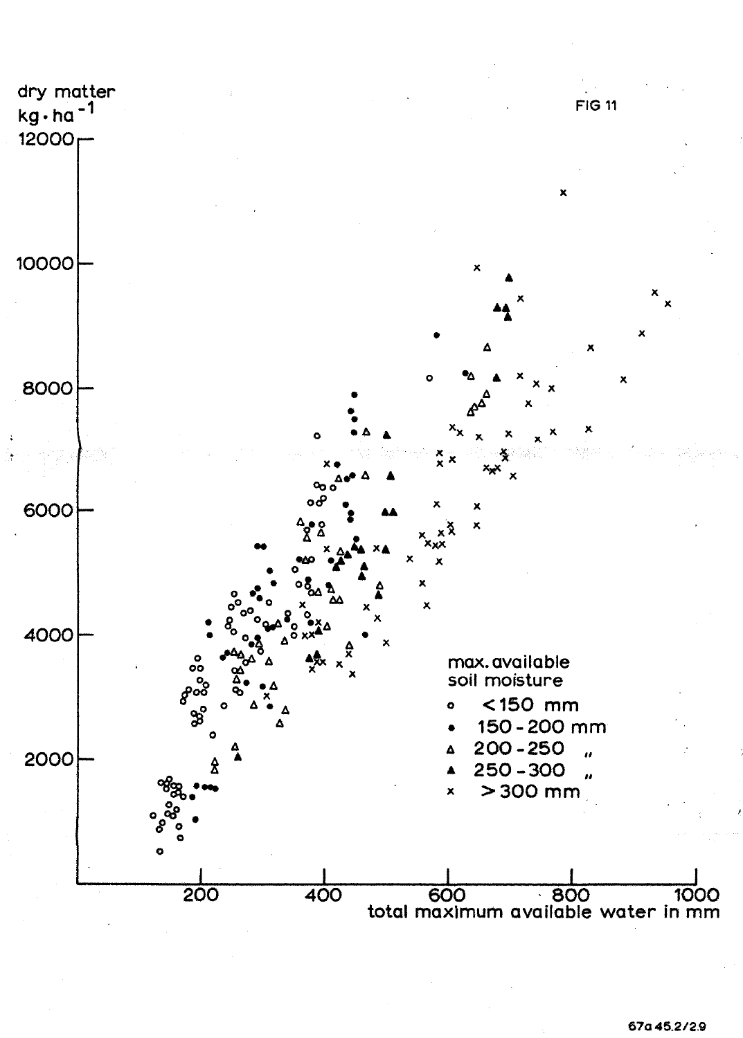FIG 11

dry matter $kg \cdot ha^{-1}$

total maximum available water in mm

max. available soil moisture

- ○ <150 mm
- ● 150 - 200 mm
- △ 200 - 250 "
- ▲ 250 - 300 "
- × >300 mm

67a 45.2/2.9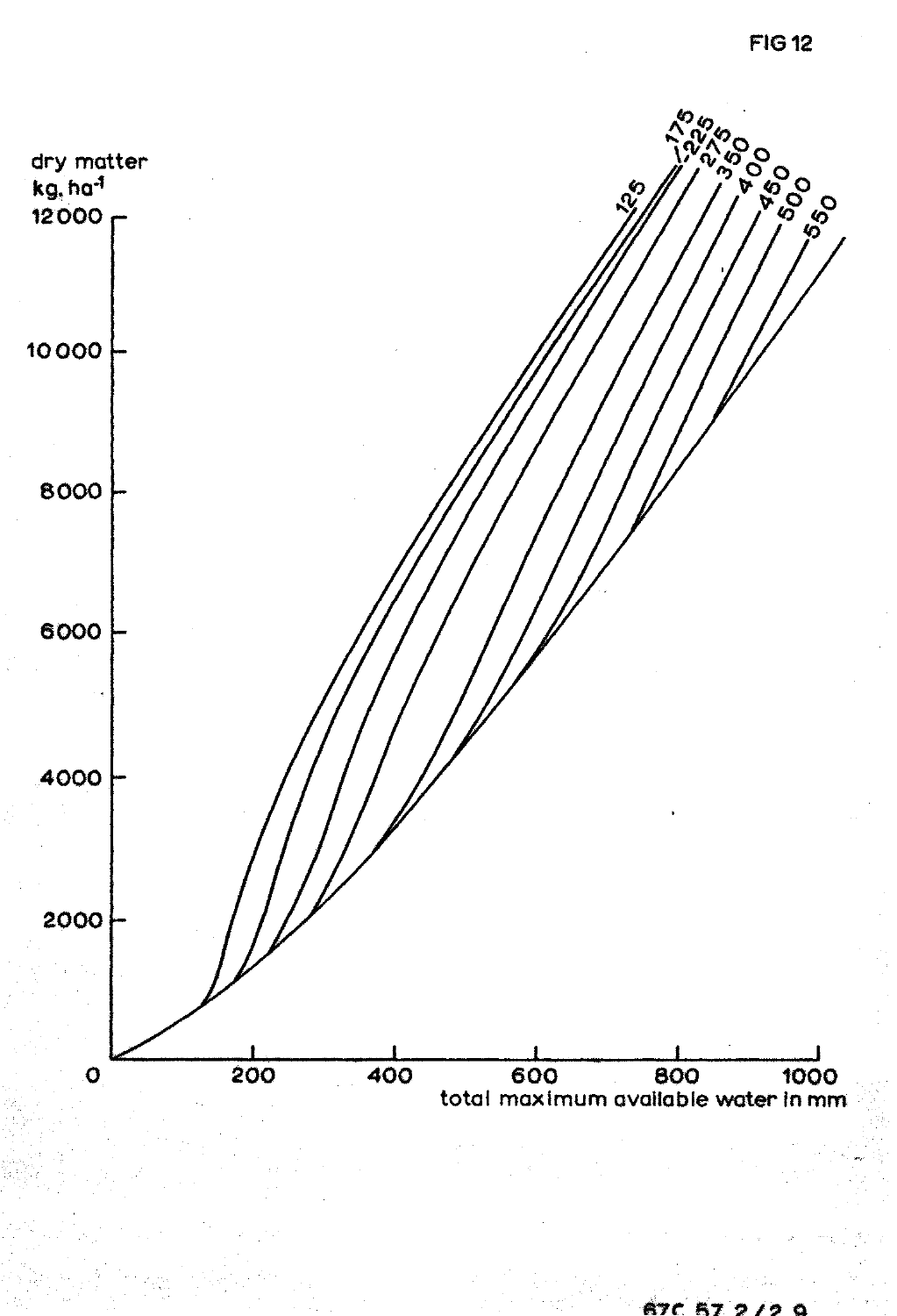FIG 12

dry matter
kg. ha⁻¹

12000

10000

8000

6000

4000

2000

0

125 175 225 275 350 400 450 500 550

200 400 600 800 1000

total maximum available water in mm

67C 57.2/2.9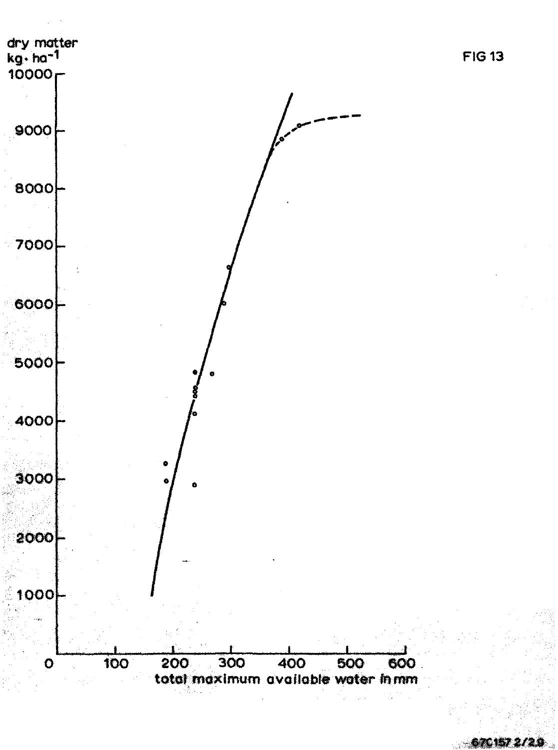FIG 13

dry matter
$kg \cdot ha^{-1}$

10000
9000
8000
7000
6000
5000
4000
3000
2000
1000

0
100
200
300
400
500
600

total maximum available water in mm

67C157 2/2.9